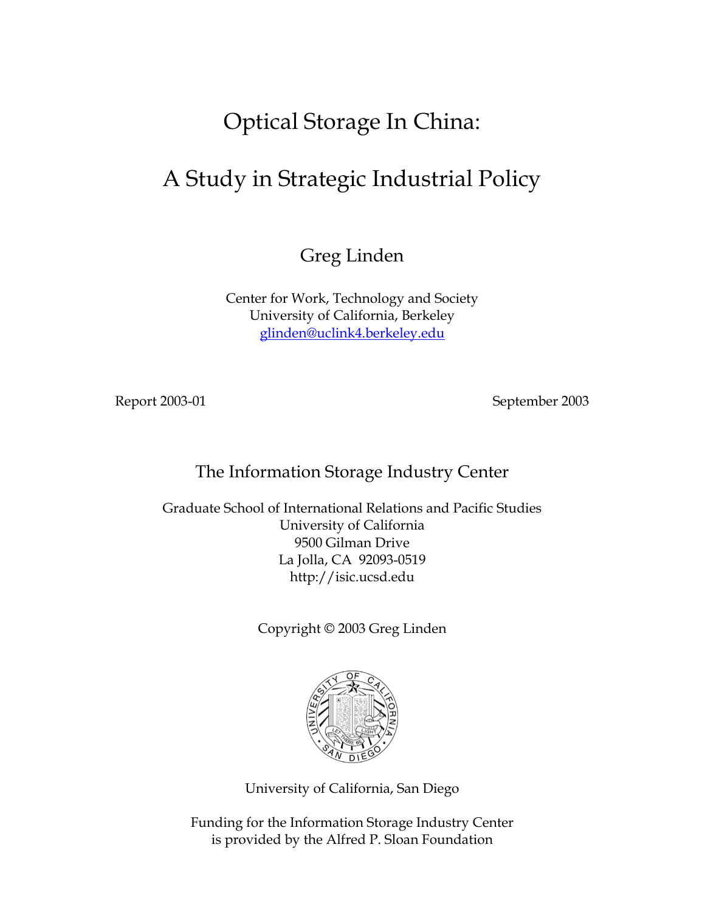# Optical Storage In China:

# A Study in Strategic Industrial Policy

Greg Linden

Center for Work, Technology and Society
University of California, Berkeley
glinden@uclink4.berkeley.edu

Report 2003-01

September 2003

The Information Storage Industry Center

Graduate School of International Relations and Pacific Studies
University of California
9500 Gilman Drive
La Jolla, CA 92093-0519
http://isic.ucsd.edu

Copyright © 2003 Greg Linden

University of California, San Diego

Funding for the Information Storage Industry Center
is provided by the Alfred P. Sloan Foundation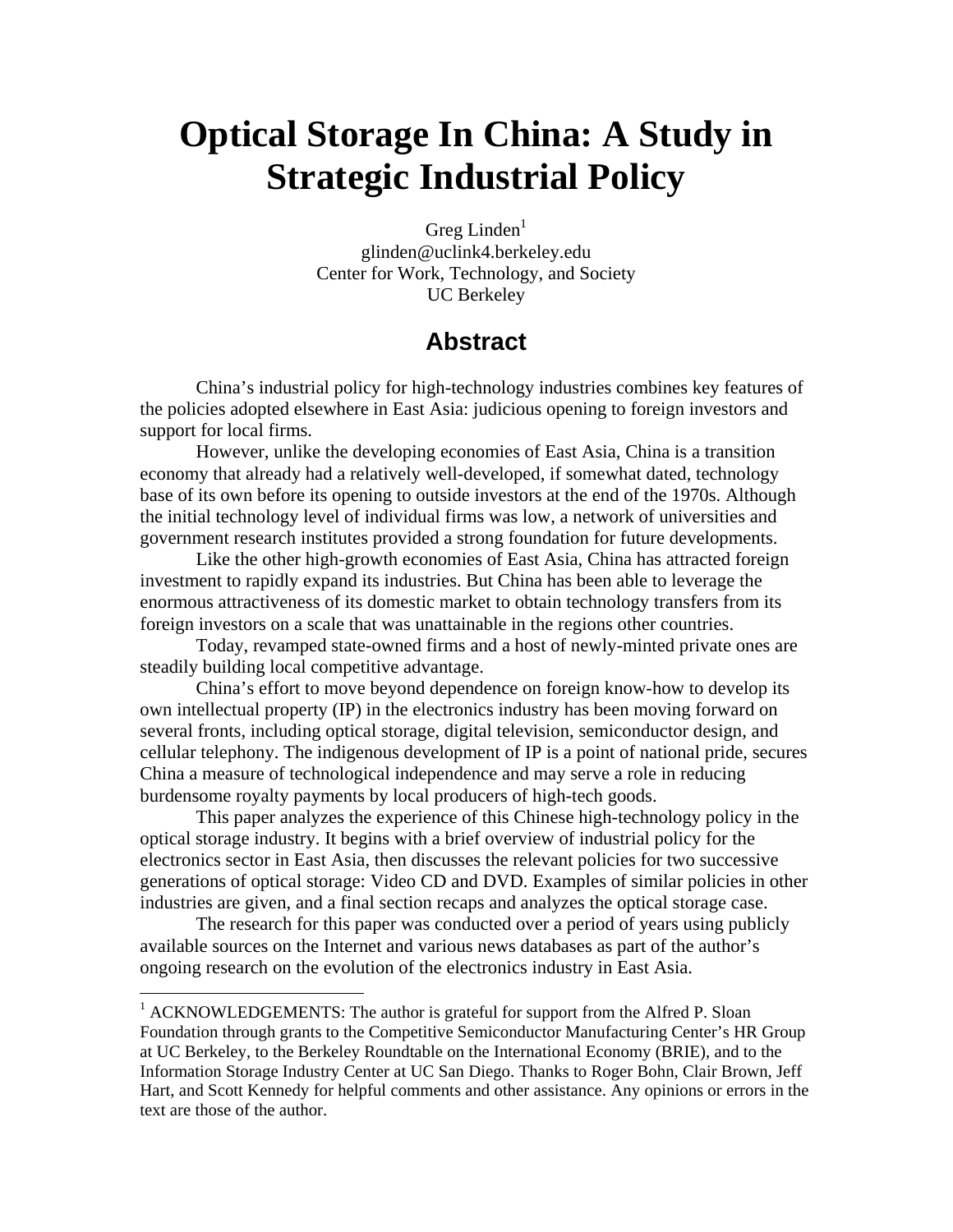# Optical Storage In China: A Study in Strategic Industrial Policy

Greg Linden[1]
glinden@uclink4.berkeley.edu
Center for Work, Technology, and Society
UC Berkeley

## Abstract

China's industrial policy for high-technology industries combines key features of the policies adopted elsewhere in East Asia: judicious opening to foreign investors and support for local firms.

However, unlike the developing economies of East Asia, China is a transition economy that already had a relatively well-developed, if somewhat dated, technology base of its own before its opening to outside investors at the end of the 1970s. Although the initial technology level of individual firms was low, a network of universities and government research institutes provided a strong foundation for future developments.

Like the other high-growth economies of East Asia, China has attracted foreign investment to rapidly expand its industries. But China has been able to leverage the enormous attractiveness of its domestic market to obtain technology transfers from its foreign investors on a scale that was unattainable in the regions other countries.

Today, revamped state-owned firms and a host of newly-minted private ones are steadily building local competitive advantage.

China's effort to move beyond dependence on foreign know-how to develop its own intellectual property (IP) in the electronics industry has been moving forward on several fronts, including optical storage, digital television, semiconductor design, and cellular telephony. The indigenous development of IP is a point of national pride, secures China a measure of technological independence and may serve a role in reducing burdensome royalty payments by local producers of high-tech goods.

This paper analyzes the experience of this Chinese high-technology policy in the optical storage industry. It begins with a brief overview of industrial policy for the electronics sector in East Asia, then discusses the relevant policies for two successive generations of optical storage: Video CD and DVD. Examples of similar policies in other industries are given, and a final section recaps and analyzes the optical storage case.

The research for this paper was conducted over a period of years using publicly available sources on the Internet and various news databases as part of the author's ongoing research on the evolution of the electronics industry in East Asia.

---

[1] ACKNOWLEDGEMENTS: The author is grateful for support from the Alfred P. Sloan Foundation through grants to the Competitive Semiconductor Manufacturing Center's HR Group at UC Berkeley, to the Berkeley Roundtable on the International Economy (BRIE), and to the Information Storage Industry Center at UC San Diego. Thanks to Roger Bohn, Clair Brown, Jeff Hart, and Scott Kennedy for helpful comments and other assistance. Any opinions or errors in the text are those of the author.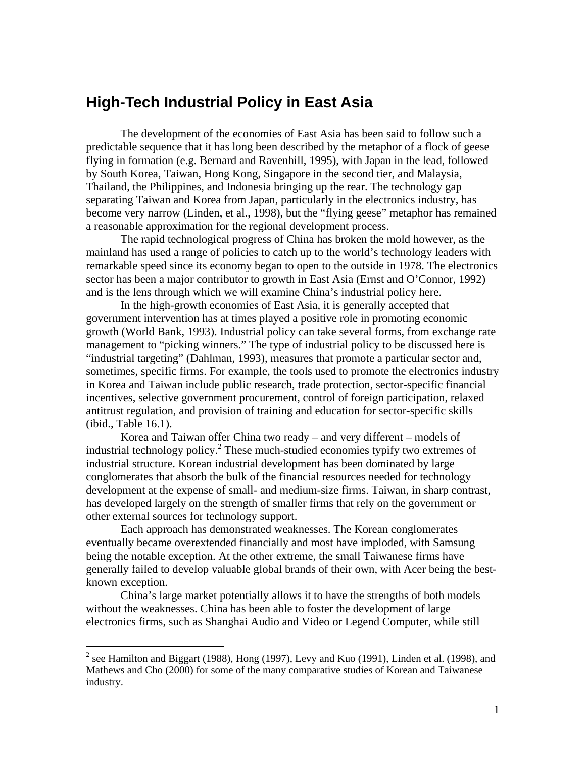## High-Tech Industrial Policy in East Asia

The development of the economies of East Asia has been said to follow such a predictable sequence that it has long been described by the metaphor of a flock of geese flying in formation (e.g. Bernard and Ravenhill, 1995), with Japan in the lead, followed by South Korea, Taiwan, Hong Kong, Singapore in the second tier, and Malaysia, Thailand, the Philippines, and Indonesia bringing up the rear. The technology gap separating Taiwan and Korea from Japan, particularly in the electronics industry, has become very narrow (Linden, et al., 1998), but the "flying geese" metaphor has remained a reasonable approximation for the regional development process.

The rapid technological progress of China has broken the mold however, as the mainland has used a range of policies to catch up to the world's technology leaders with remarkable speed since its economy began to open to the outside in 1978. The electronics sector has been a major contributor to growth in East Asia (Ernst and O'Connor, 1992) and is the lens through which we will examine China's industrial policy here.

In the high-growth economies of East Asia, it is generally accepted that government intervention has at times played a positive role in promoting economic growth (World Bank, 1993). Industrial policy can take several forms, from exchange rate management to "picking winners." The type of industrial policy to be discussed here is "industrial targeting" (Dahlman, 1993), measures that promote a particular sector and, sometimes, specific firms. For example, the tools used to promote the electronics industry in Korea and Taiwan include public research, trade protection, sector-specific financial incentives, selective government procurement, control of foreign participation, relaxed antitrust regulation, and provision of training and education for sector-specific skills (ibid., Table 16.1).

Korea and Taiwan offer China two ready – and very different – models of industrial technology policy.[2] These much-studied economies typify two extremes of industrial structure. Korean industrial development has been dominated by large conglomerates that absorb the bulk of the financial resources needed for technology development at the expense of small- and medium-size firms. Taiwan, in sharp contrast, has developed largely on the strength of smaller firms that rely on the government or other external sources for technology support.

Each approach has demonstrated weaknesses. The Korean conglomerates eventually became overextended financially and most have imploded, with Samsung being the notable exception. At the other extreme, the small Taiwanese firms have generally failed to develop valuable global brands of their own, with Acer being the best-known exception.

China's large market potentially allows it to have the strengths of both models without the weaknesses. China has been able to foster the development of large electronics firms, such as Shanghai Audio and Video or Legend Computer, while still

[2] see Hamilton and Biggart (1988), Hong (1997), Levy and Kuo (1991), Linden et al. (1998), and Mathews and Cho (2000) for some of the many comparative studies of Korean and Taiwanese industry.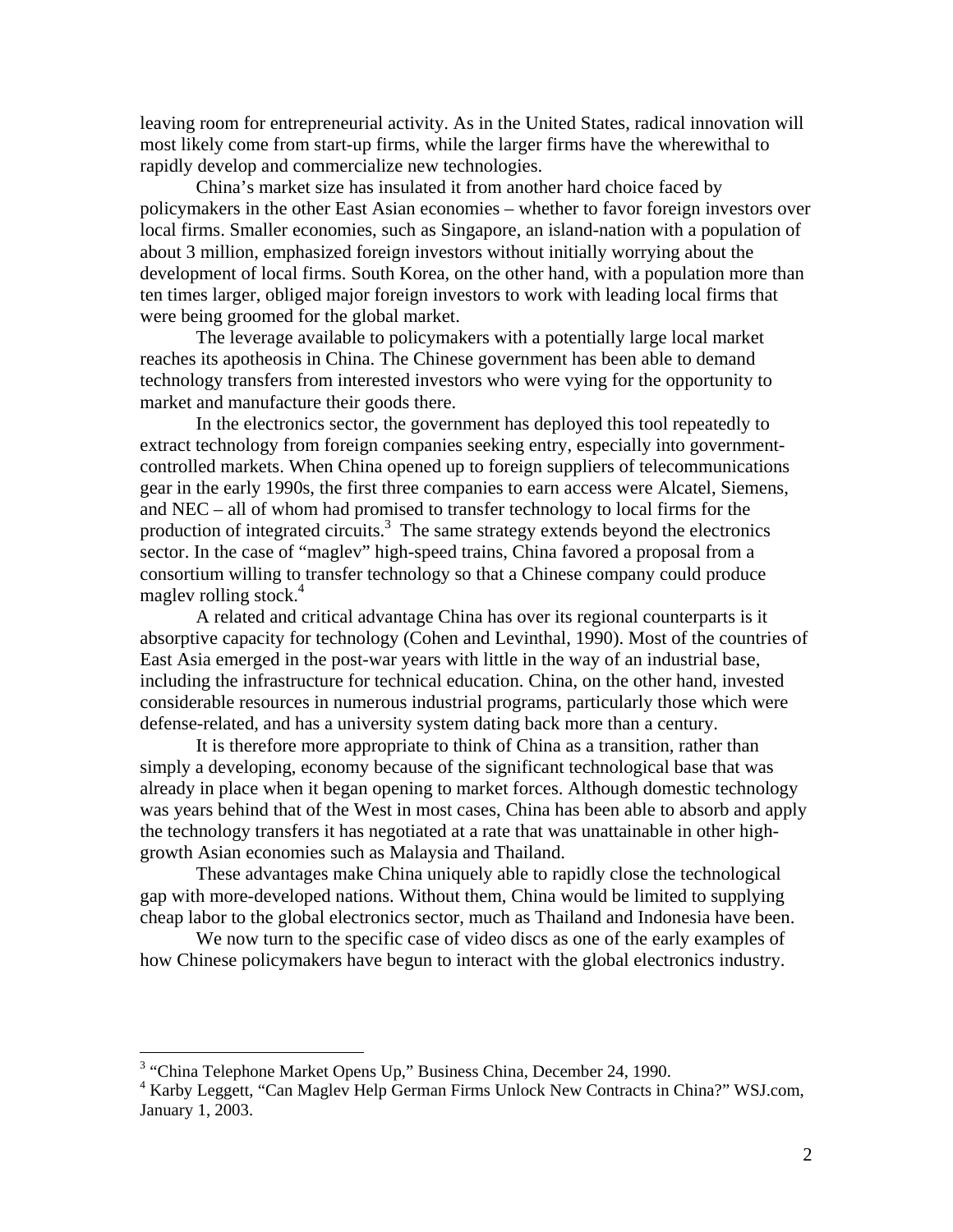leaving room for entrepreneurial activity. As in the United States, radical innovation will most likely come from start-up firms, while the larger firms have the wherewithal to rapidly develop and commercialize new technologies.

China's market size has insulated it from another hard choice faced by policymakers in the other East Asian economies – whether to favor foreign investors over local firms. Smaller economies, such as Singapore, an island-nation with a population of about 3 million, emphasized foreign investors without initially worrying about the development of local firms. South Korea, on the other hand, with a population more than ten times larger, obliged major foreign investors to work with leading local firms that were being groomed for the global market.

The leverage available to policymakers with a potentially large local market reaches its apotheosis in China. The Chinese government has been able to demand technology transfers from interested investors who were vying for the opportunity to market and manufacture their goods there.

In the electronics sector, the government has deployed this tool repeatedly to extract technology from foreign companies seeking entry, especially into government-controlled markets. When China opened up to foreign suppliers of telecommunications gear in the early 1990s, the first three companies to earn access were Alcatel, Siemens, and NEC – all of whom had promised to transfer technology to local firms for the production of integrated circuits.[3] The same strategy extends beyond the electronics sector. In the case of "maglev" high-speed trains, China favored a proposal from a consortium willing to transfer technology so that a Chinese company could produce maglev rolling stock.[4]

A related and critical advantage China has over its regional counterparts is it absorptive capacity for technology (Cohen and Levinthal, 1990). Most of the countries of East Asia emerged in the post-war years with little in the way of an industrial base, including the infrastructure for technical education. China, on the other hand, invested considerable resources in numerous industrial programs, particularly those which were defense-related, and has a university system dating back more than a century.

It is therefore more appropriate to think of China as a transition, rather than simply a developing, economy because of the significant technological base that was already in place when it began opening to market forces. Although domestic technology was years behind that of the West in most cases, China has been able to absorb and apply the technology transfers it has negotiated at a rate that was unattainable in other high-growth Asian economies such as Malaysia and Thailand.

These advantages make China uniquely able to rapidly close the technological gap with more-developed nations. Without them, China would be limited to supplying cheap labor to the global electronics sector, much as Thailand and Indonesia have been.

We now turn to the specific case of video discs as one of the early examples of how Chinese policymakers have begun to interact with the global electronics industry.

---

[3] "China Telephone Market Opens Up," Business China, December 24, 1990.

[4] Karby Leggett, "Can Maglev Help German Firms Unlock New Contracts in China?" WSJ.com, January 1, 2003.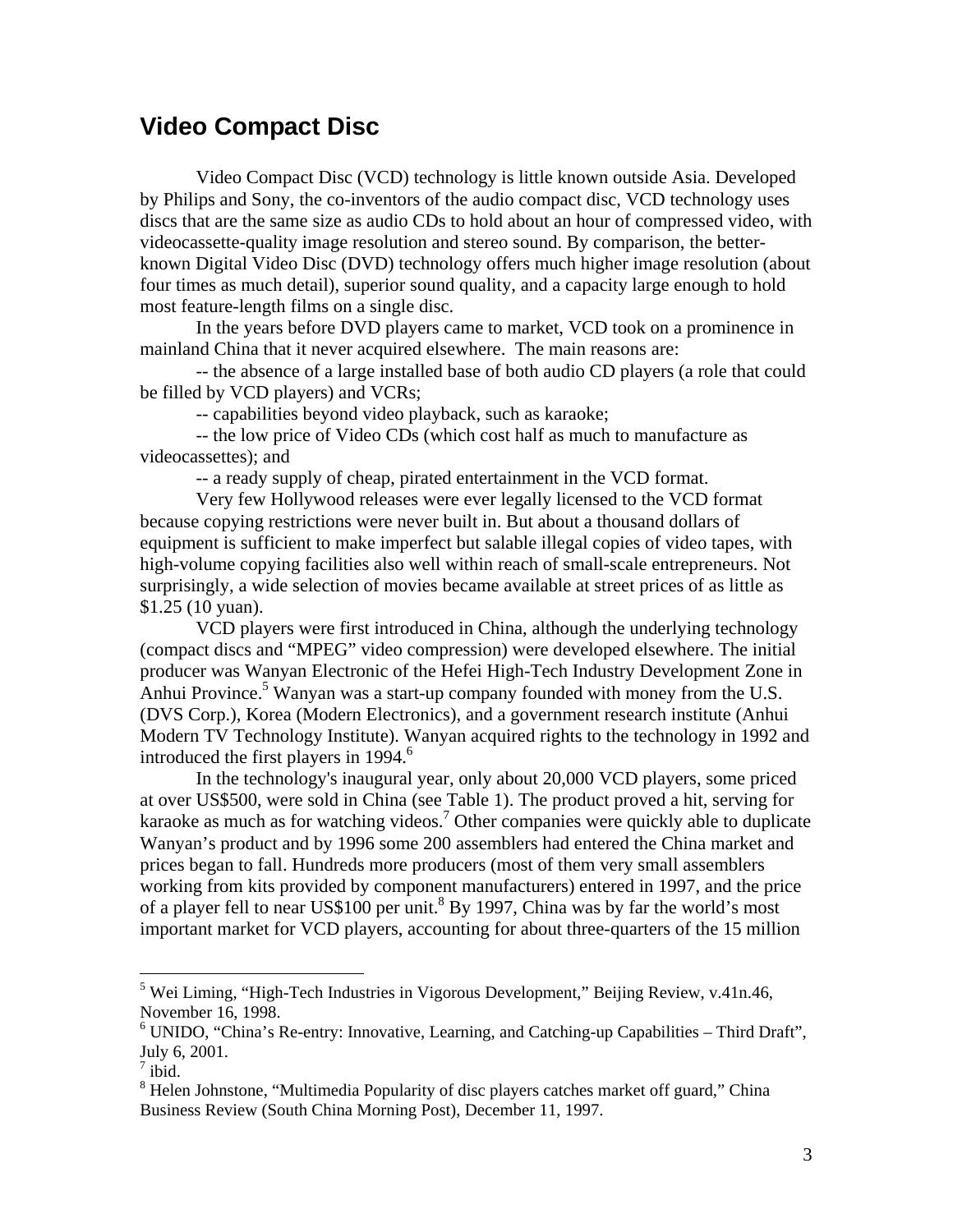## Video Compact Disc

Video Compact Disc (VCD) technology is little known outside Asia. Developed by Philips and Sony, the co-inventors of the audio compact disc, VCD technology uses discs that are the same size as audio CDs to hold about an hour of compressed video, with videocassette-quality image resolution and stereo sound. By comparison, the better-known Digital Video Disc (DVD) technology offers much higher image resolution (about four times as much detail), superior sound quality, and a capacity large enough to hold most feature-length films on a single disc.

In the years before DVD players came to market, VCD took on a prominence in mainland China that it never acquired elsewhere. The main reasons are:

-- the absence of a large installed base of both audio CD players (a role that could be filled by VCD players) and VCRs;

-- capabilities beyond video playback, such as karaoke;

-- the low price of Video CDs (which cost half as much to manufacture as videocassettes); and

-- a ready supply of cheap, pirated entertainment in the VCD format.

Very few Hollywood releases were ever legally licensed to the VCD format because copying restrictions were never built in. But about a thousand dollars of equipment is sufficient to make imperfect but salable illegal copies of video tapes, with high-volume copying facilities also well within reach of small-scale entrepreneurs. Not surprisingly, a wide selection of movies became available at street prices of as little as $1.25 (10 yuan).

VCD players were first introduced in China, although the underlying technology (compact discs and "MPEG" video compression) were developed elsewhere. The initial producer was Wanyan Electronic of the Hefei High-Tech Industry Development Zone in Anhui Province.[5] Wanyan was a start-up company founded with money from the U.S. (DVS Corp.), Korea (Modern Electronics), and a government research institute (Anhui Modern TV Technology Institute). Wanyan acquired rights to the technology in 1992 and introduced the first players in 1994.[6]

In the technology's inaugural year, only about 20,000 VCD players, some priced at over US$500, were sold in China (see Table 1). The product proved a hit, serving for karaoke as much as for watching videos.[7] Other companies were quickly able to duplicate Wanyan's product and by 1996 some 200 assemblers had entered the China market and prices began to fall. Hundreds more producers (most of them very small assemblers working from kits provided by component manufacturers) entered in 1997, and the price of a player fell to near US$100 per unit.[8] By 1997, China was by far the world's most important market for VCD players, accounting for about three-quarters of the 15 million

---

[5] Wei Liming, "High-Tech Industries in Vigorous Development," Beijing Review, v.41n.46, November 16, 1998.

[6] UNIDO, "China's Re-entry: Innovative, Learning, and Catching-up Capabilities – Third Draft", July 6, 2001.

[7] ibid.

[8] Helen Johnstone, "Multimedia Popularity of disc players catches market off guard," China Business Review (South China Morning Post), December 11, 1997.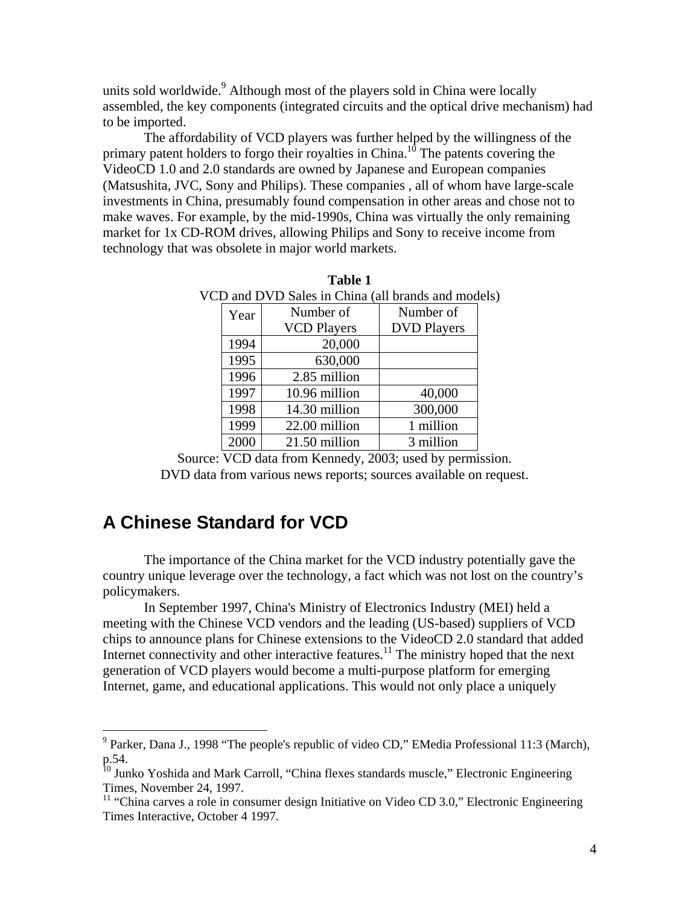units sold worldwide.[9] Although most of the players sold in China were locally assembled, the key components (integrated circuits and the optical drive mechanism) had to be imported.

The affordability of VCD players was further helped by the willingness of the primary patent holders to forgo their royalties in China.[10] The patents covering the VideoCD 1.0 and 2.0 standards are owned by Japanese and European companies (Matsushita, JVC, Sony and Philips). These companies , all of whom have large-scale investments in China, presumably found compensation in other areas and chose not to make waves. For example, by the mid-1990s, China was virtually the only remaining market for 1x CD-ROM drives, allowing Philips and Sony to receive income from technology that was obsolete in major world markets.

**Table 1**

VCD and DVD Sales in China (all brands and models)

| Year | Number of VCD Players | Number of DVD Players |
|---|---|---|
| 1994 | 20,000 | |
| 1995 | 630,000 | |
| 1996 | 2.85 million | |
| 1997 | 10.96 million | 40,000 |
| 1998 | 14.30 million | 300,000 |
| 1999 | 22.00 million | 1 million |
| 2000 | 21.50 million | 3 million |

Source: VCD data from Kennedy, 2003; used by permission.
DVD data from various news reports; sources available on request.

## A Chinese Standard for VCD

The importance of the China market for the VCD industry potentially gave the country unique leverage over the technology, a fact which was not lost on the country's policymakers.

In September 1997, China's Ministry of Electronics Industry (MEI) held a meeting with the Chinese VCD vendors and the leading (US-based) suppliers of VCD chips to announce plans for Chinese extensions to the VideoCD 2.0 standard that added Internet connectivity and other interactive features.[11] The ministry hoped that the next generation of VCD players would become a multi-purpose platform for emerging Internet, game, and educational applications. This would not only place a uniquely

[9] Parker, Dana J., 1998 "The people's republic of video CD," EMedia Professional 11:3 (March), p.54.

[10] Junko Yoshida and Mark Carroll, "China flexes standards muscle," Electronic Engineering Times, November 24, 1997.

[11] "China carves a role in consumer design Initiative on Video CD 3.0," Electronic Engineering Times Interactive, October 4 1997.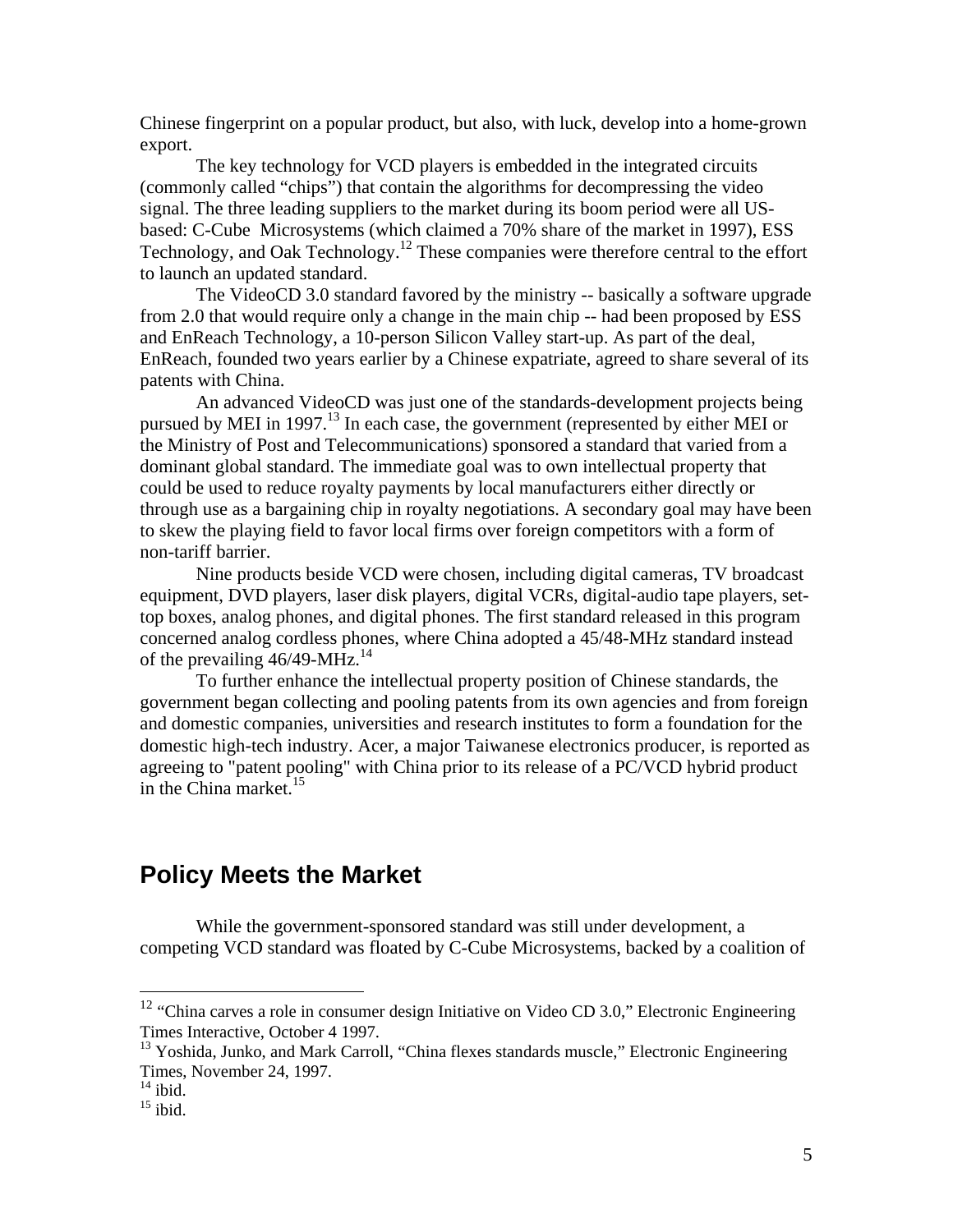Chinese fingerprint on a popular product, but also, with luck, develop into a home-grown export.

The key technology for VCD players is embedded in the integrated circuits (commonly called "chips") that contain the algorithms for decompressing the video signal. The three leading suppliers to the market during its boom period were all US-based: C-Cube Microsystems (which claimed a 70% share of the market in 1997), ESS Technology, and Oak Technology.[12] These companies were therefore central to the effort to launch an updated standard.

The VideoCD 3.0 standard favored by the ministry -- basically a software upgrade from 2.0 that would require only a change in the main chip -- had been proposed by ESS and EnReach Technology, a 10-person Silicon Valley start-up. As part of the deal, EnReach, founded two years earlier by a Chinese expatriate, agreed to share several of its patents with China.

An advanced VideoCD was just one of the standards-development projects being pursued by MEI in 1997.[13] In each case, the government (represented by either MEI or the Ministry of Post and Telecommunications) sponsored a standard that varied from a dominant global standard. The immediate goal was to own intellectual property that could be used to reduce royalty payments by local manufacturers either directly or through use as a bargaining chip in royalty negotiations. A secondary goal may have been to skew the playing field to favor local firms over foreign competitors with a form of non-tariff barrier.

Nine products beside VCD were chosen, including digital cameras, TV broadcast equipment, DVD players, laser disk players, digital VCRs, digital-audio tape players, set-top boxes, analog phones, and digital phones. The first standard released in this program concerned analog cordless phones, where China adopted a 45/48-MHz standard instead of the prevailing 46/49-MHz.[14]

To further enhance the intellectual property position of Chinese standards, the government began collecting and pooling patents from its own agencies and from foreign and domestic companies, universities and research institutes to form a foundation for the domestic high-tech industry. Acer, a major Taiwanese electronics producer, is reported as agreeing to "patent pooling" with China prior to its release of a PC/VCD hybrid product in the China market.[15]

## Policy Meets the Market

While the government-sponsored standard was still under development, a competing VCD standard was floated by C-Cube Microsystems, backed by a coalition of

---

[12] "China carves a role in consumer design Initiative on Video CD 3.0," Electronic Engineering Times Interactive, October 4 1997.

[13] Yoshida, Junko, and Mark Carroll, "China flexes standards muscle," Electronic Engineering Times, November 24, 1997.

[14] ibid.

[15] ibid.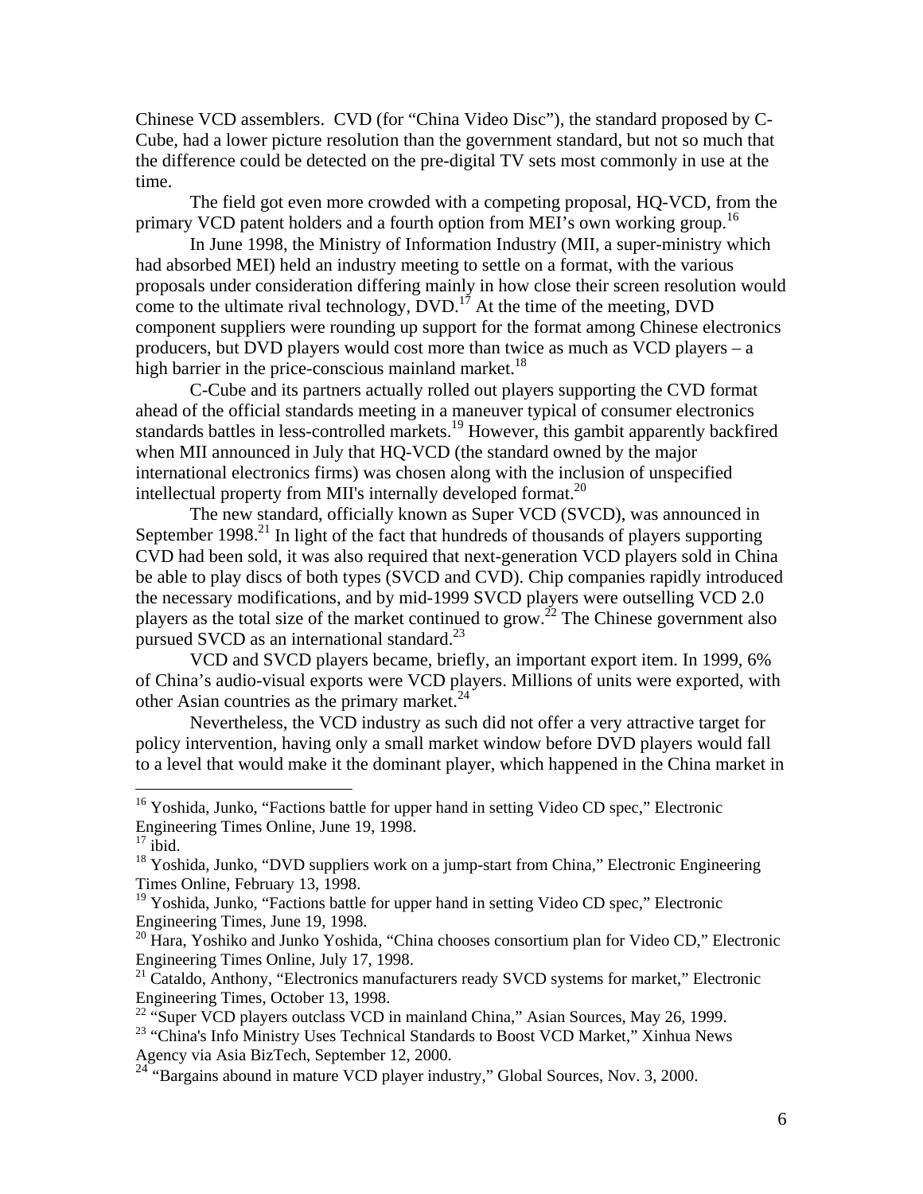Chinese VCD assemblers. CVD (for "China Video Disc"), the standard proposed by C-Cube, had a lower picture resolution than the government standard, but not so much that the difference could be detected on the pre-digital TV sets most commonly in use at the time.

The field got even more crowded with a competing proposal, HQ-VCD, from the primary VCD patent holders and a fourth option from MEI's own working group.[16]

In June 1998, the Ministry of Information Industry (MII, a super-ministry which had absorbed MEI) held an industry meeting to settle on a format, with the various proposals under consideration differing mainly in how close their screen resolution would come to the ultimate rival technology, DVD.[17] At the time of the meeting, DVD component suppliers were rounding up support for the format among Chinese electronics producers, but DVD players would cost more than twice as much as VCD players – a high barrier in the price-conscious mainland market.[18]

C-Cube and its partners actually rolled out players supporting the CVD format ahead of the official standards meeting in a maneuver typical of consumer electronics standards battles in less-controlled markets.[19] However, this gambit apparently backfired when MII announced in July that HQ-VCD (the standard owned by the major international electronics firms) was chosen along with the inclusion of unspecified intellectual property from MII's internally developed format.[20]

The new standard, officially known as Super VCD (SVCD), was announced in September 1998.[21] In light of the fact that hundreds of thousands of players supporting CVD had been sold, it was also required that next-generation VCD players sold in China be able to play discs of both types (SVCD and CVD). Chip companies rapidly introduced the necessary modifications, and by mid-1999 SVCD players were outselling VCD 2.0 players as the total size of the market continued to grow.[22] The Chinese government also pursued SVCD as an international standard.[23]

VCD and SVCD players became, briefly, an important export item. In 1999, 6% of China's audio-visual exports were VCD players. Millions of units were exported, with other Asian countries as the primary market.[24]

Nevertheless, the VCD industry as such did not offer a very attractive target for policy intervention, having only a small market window before DVD players would fall to a level that would make it the dominant player, which happened in the China market in

---

[16] Yoshida, Junko, "Factions battle for upper hand in setting Video CD spec," Electronic Engineering Times Online, June 19, 1998.

[17] ibid.

[18] Yoshida, Junko, "DVD suppliers work on a jump-start from China," Electronic Engineering Times Online, February 13, 1998.

[19] Yoshida, Junko, "Factions battle for upper hand in setting Video CD spec," Electronic Engineering Times, June 19, 1998.

[20] Hara, Yoshiko and Junko Yoshida, "China chooses consortium plan for Video CD," Electronic Engineering Times Online, July 17, 1998.

[21] Cataldo, Anthony, "Electronics manufacturers ready SVCD systems for market," Electronic Engineering Times, October 13, 1998.

[22] "Super VCD players outclass VCD in mainland China," Asian Sources, May 26, 1999.

[23] "China's Info Ministry Uses Technical Standards to Boost VCD Market," Xinhua News Agency via Asia BizTech, September 12, 2000.

[24] "Bargains abound in mature VCD player industry," Global Sources, Nov. 3, 2000.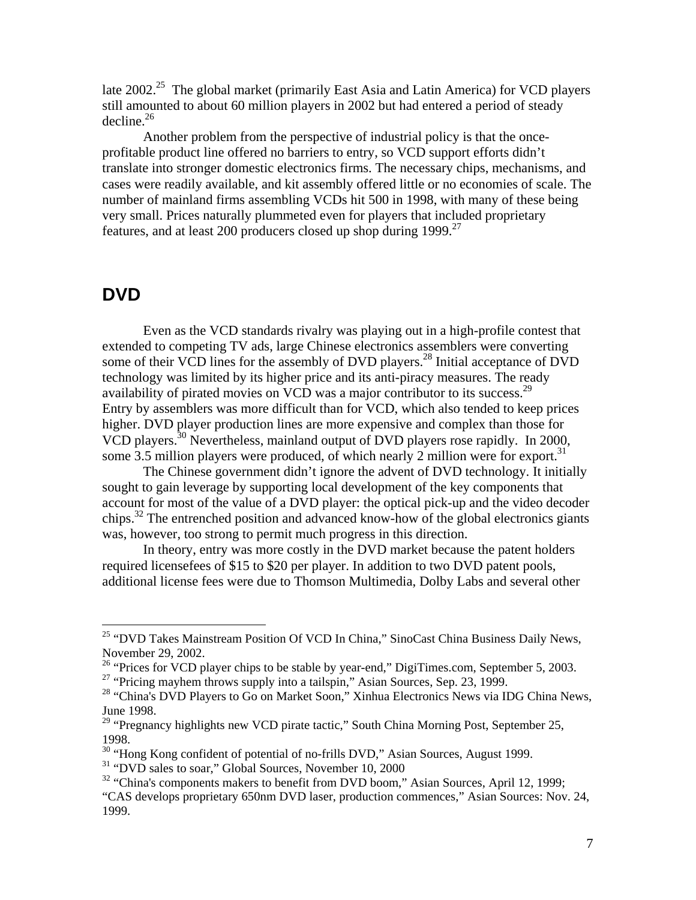late 2002.[25] The global market (primarily East Asia and Latin America) for VCD players still amounted to about 60 million players in 2002 but had entered a period of steady decline.[26]

Another problem from the perspective of industrial policy is that the once-profitable product line offered no barriers to entry, so VCD support efforts didn't translate into stronger domestic electronics firms. The necessary chips, mechanisms, and cases were readily available, and kit assembly offered little or no economies of scale. The number of mainland firms assembling VCDs hit 500 in 1998, with many of these being very small. Prices naturally plummeted even for players that included proprietary features, and at least 200 producers closed up shop during 1999.[27]

## DVD

Even as the VCD standards rivalry was playing out in a high-profile contest that extended to competing TV ads, large Chinese electronics assemblers were converting some of their VCD lines for the assembly of DVD players.[28] Initial acceptance of DVD technology was limited by its higher price and its anti-piracy measures. The ready availability of pirated movies on VCD was a major contributor to its success.[29] Entry by assemblers was more difficult than for VCD, which also tended to keep prices higher. DVD player production lines are more expensive and complex than those for VCD players.[30] Nevertheless, mainland output of DVD players rose rapidly. In 2000, some 3.5 million players were produced, of which nearly 2 million were for export.[31]

The Chinese government didn't ignore the advent of DVD technology. It initially sought to gain leverage by supporting local development of the key components that account for most of the value of a DVD player: the optical pick-up and the video decoder chips.[32] The entrenched position and advanced know-how of the global electronics giants was, however, too strong to permit much progress in this direction.

In theory, entry was more costly in the DVD market because the patent holders required licensefees of $15 to $20 per player. In addition to two DVD patent pools, additional license fees were due to Thomson Multimedia, Dolby Labs and several other

---

[25] "DVD Takes Mainstream Position Of VCD In China," SinoCast China Business Daily News, November 29, 2002.

[26] "Prices for VCD player chips to be stable by year-end," DigiTimes.com, September 5, 2003.

[27] "Pricing mayhem throws supply into a tailspin," Asian Sources, Sep. 23, 1999.

[28] "China's DVD Players to Go on Market Soon," Xinhua Electronics News via IDG China News, June 1998.

[29] "Pregnancy highlights new VCD pirate tactic," South China Morning Post, September 25, 1998.

[30] "Hong Kong confident of potential of no-frills DVD," Asian Sources, August 1999.

[31] "DVD sales to soar," Global Sources, November 10, 2000

[32] "China's components makers to benefit from DVD boom," Asian Sources, April 12, 1999; "CAS develops proprietary 650nm DVD laser, production commences," Asian Sources: Nov. 24, 1999.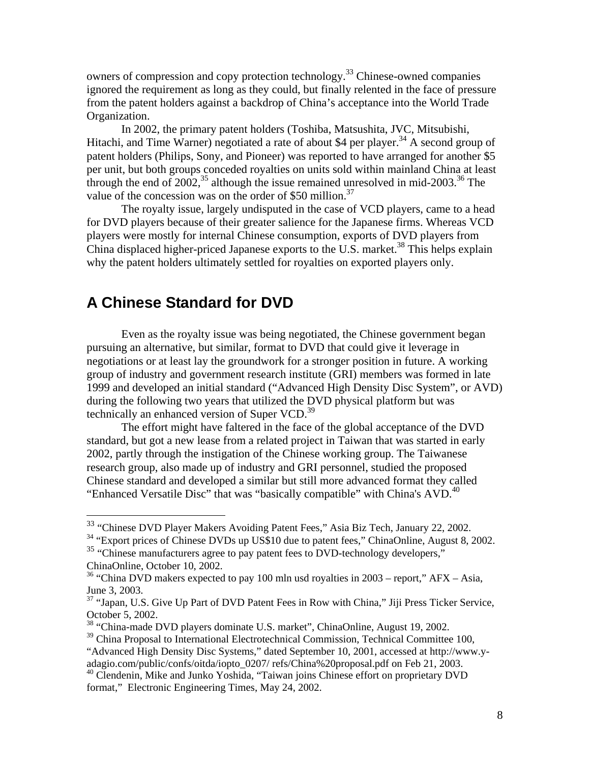owners of compression and copy protection technology.[33] Chinese-owned companies ignored the requirement as long as they could, but finally relented in the face of pressure from the patent holders against a backdrop of China's acceptance into the World Trade Organization.

In 2002, the primary patent holders (Toshiba, Matsushita, JVC, Mitsubishi, Hitachi, and Time Warner) negotiated a rate of about $4 per player.[34] A second group of patent holders (Philips, Sony, and Pioneer) was reported to have arranged for another $5 per unit, but both groups conceded royalties on units sold within mainland China at least through the end of 2002,[35] although the issue remained unresolved in mid-2003.[36] The value of the concession was on the order of $50 million.[37]

The royalty issue, largely undisputed in the case of VCD players, came to a head for DVD players because of their greater salience for the Japanese firms. Whereas VCD players were mostly for internal Chinese consumption, exports of DVD players from China displaced higher-priced Japanese exports to the U.S. market.[38] This helps explain why the patent holders ultimately settled for royalties on exported players only.

## A Chinese Standard for DVD

Even as the royalty issue was being negotiated, the Chinese government began pursuing an alternative, but similar, format to DVD that could give it leverage in negotiations or at least lay the groundwork for a stronger position in future. A working group of industry and government research institute (GRI) members was formed in late 1999 and developed an initial standard ("Advanced High Density Disc System", or AVD) during the following two years that utilized the DVD physical platform but was technically an enhanced version of Super VCD.[39]

The effort might have faltered in the face of the global acceptance of the DVD standard, but got a new lease from a related project in Taiwan that was started in early 2002, partly through the instigation of the Chinese working group. The Taiwanese research group, also made up of industry and GRI personnel, studied the proposed Chinese standard and developed a similar but still more advanced format they called "Enhanced Versatile Disc" that was "basically compatible" with China's AVD.[40]

---

[33] "Chinese DVD Player Makers Avoiding Patent Fees," Asia Biz Tech, January 22, 2002.

[34] "Export prices of Chinese DVDs up US$10 due to patent fees," ChinaOnline, August 8, 2002.

[35] "Chinese manufacturers agree to pay patent fees to DVD-technology developers," ChinaOnline, October 10, 2002.

[36] "China DVD makers expected to pay 100 mln usd royalties in 2003 – report," AFX – Asia, June 3, 2003.

[37] "Japan, U.S. Give Up Part of DVD Patent Fees in Row with China," Jiji Press Ticker Service, October 5, 2002.

[38] "China-made DVD players dominate U.S. market", ChinaOnline, August 19, 2002.

[39] China Proposal to International Electrotechnical Commission, Technical Committee 100, "Advanced High Density Disc Systems," dated September 10, 2001, accessed at http://www.y-adagio.com/public/confs/oitda/iopto_0207/ refs/China%20proposal.pdf on Feb 21, 2003.

[40] Clendenin, Mike and Junko Yoshida, "Taiwan joins Chinese effort on proprietary DVD format," Electronic Engineering Times, May 24, 2002.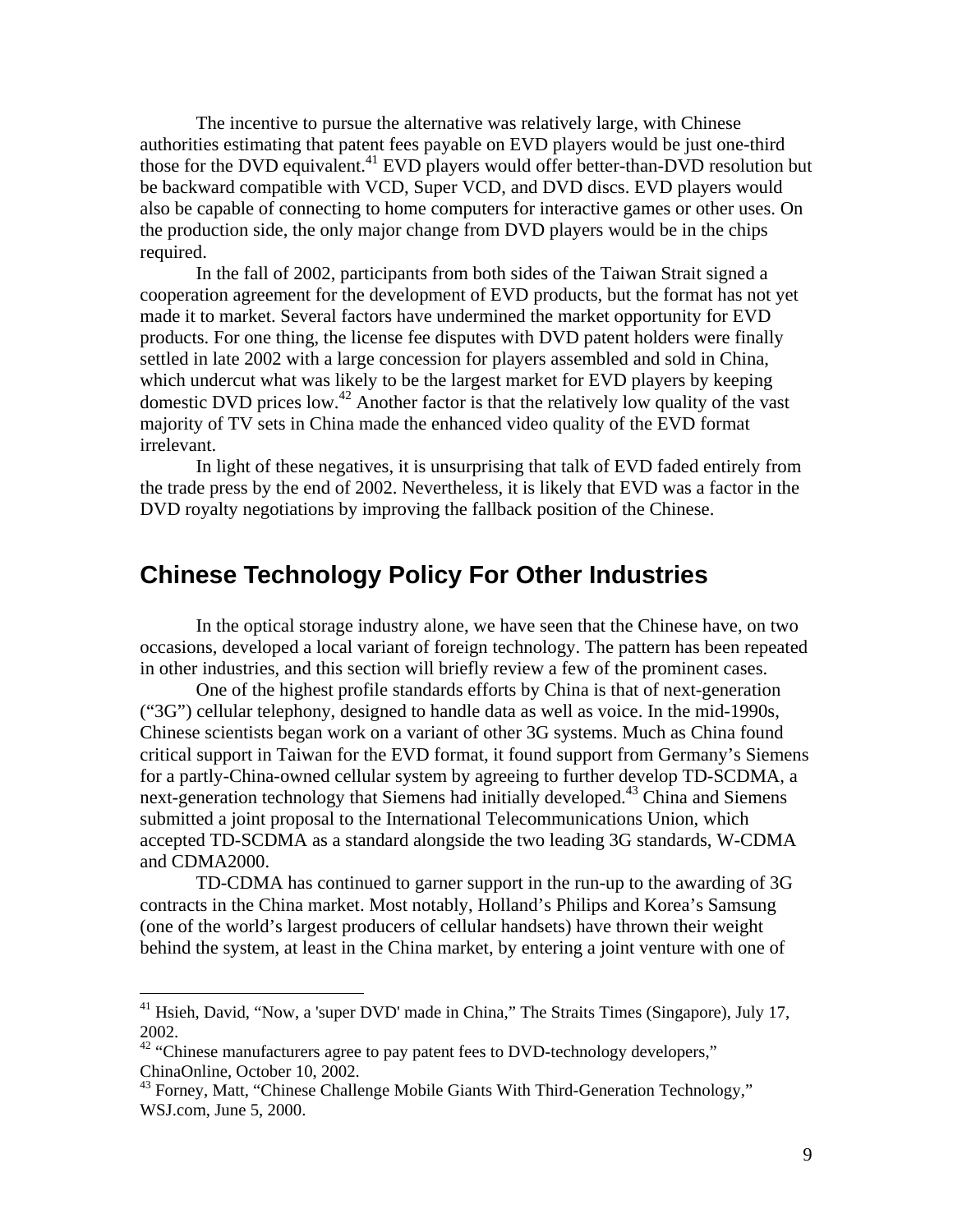The incentive to pursue the alternative was relatively large, with Chinese authorities estimating that patent fees payable on EVD players would be just one-third those for the DVD equivalent.[41] EVD players would offer better-than-DVD resolution but be backward compatible with VCD, Super VCD, and DVD discs. EVD players would also be capable of connecting to home computers for interactive games or other uses. On the production side, the only major change from DVD players would be in the chips required.

In the fall of 2002, participants from both sides of the Taiwan Strait signed a cooperation agreement for the development of EVD products, but the format has not yet made it to market. Several factors have undermined the market opportunity for EVD products. For one thing, the license fee disputes with DVD patent holders were finally settled in late 2002 with a large concession for players assembled and sold in China, which undercut what was likely to be the largest market for EVD players by keeping domestic DVD prices low.[42] Another factor is that the relatively low quality of the vast majority of TV sets in China made the enhanced video quality of the EVD format irrelevant.

In light of these negatives, it is unsurprising that talk of EVD faded entirely from the trade press by the end of 2002. Nevertheless, it is likely that EVD was a factor in the DVD royalty negotiations by improving the fallback position of the Chinese.

## Chinese Technology Policy For Other Industries

In the optical storage industry alone, we have seen that the Chinese have, on two occasions, developed a local variant of foreign technology. The pattern has been repeated in other industries, and this section will briefly review a few of the prominent cases.

One of the highest profile standards efforts by China is that of next-generation ("3G") cellular telephony, designed to handle data as well as voice. In the mid-1990s, Chinese scientists began work on a variant of other 3G systems. Much as China found critical support in Taiwan for the EVD format, it found support from Germany's Siemens for a partly-China-owned cellular system by agreeing to further develop TD-SCDMA, a next-generation technology that Siemens had initially developed.[43] China and Siemens submitted a joint proposal to the International Telecommunications Union, which accepted TD-SCDMA as a standard alongside the two leading 3G standards, W-CDMA and CDMA2000.

TD-CDMA has continued to garner support in the run-up to the awarding of 3G contracts in the China market. Most notably, Holland's Philips and Korea's Samsung (one of the world's largest producers of cellular handsets) have thrown their weight behind the system, at least in the China market, by entering a joint venture with one of

---

[41] Hsieh, David, "Now, a 'super DVD' made in China," The Straits Times (Singapore), July 17, 2002.

[42] "Chinese manufacturers agree to pay patent fees to DVD-technology developers," ChinaOnline, October 10, 2002.

[43] Forney, Matt, "Chinese Challenge Mobile Giants With Third-Generation Technology," WSJ.com, June 5, 2000.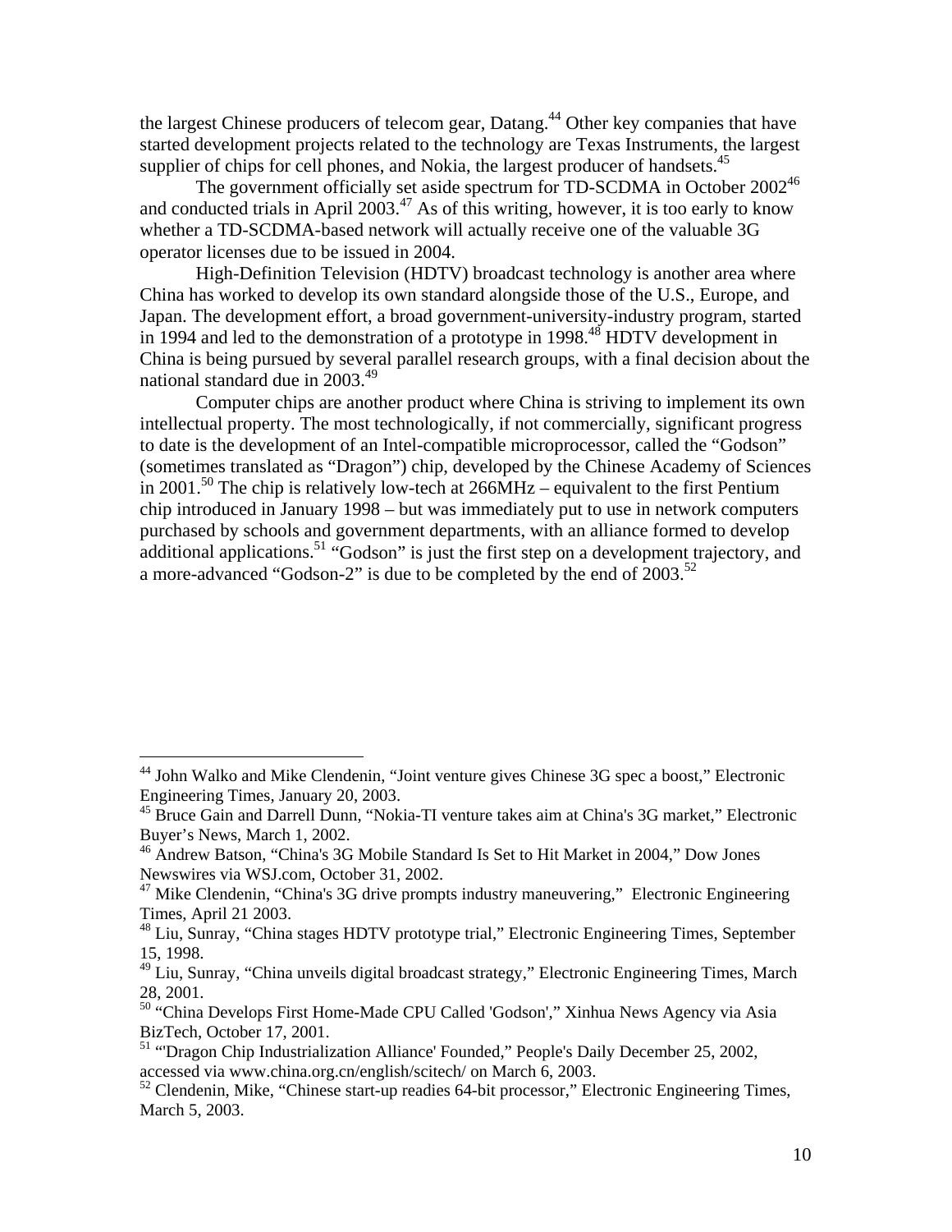the largest Chinese producers of telecom gear, Datang.[44] Other key companies that have started development projects related to the technology are Texas Instruments, the largest supplier of chips for cell phones, and Nokia, the largest producer of handsets.[45]

The government officially set aside spectrum for TD-SCDMA in October 2002[46] and conducted trials in April 2003.[47] As of this writing, however, it is too early to know whether a TD-SCDMA-based network will actually receive one of the valuable 3G operator licenses due to be issued in 2004.

High-Definition Television (HDTV) broadcast technology is another area where China has worked to develop its own standard alongside those of the U.S., Europe, and Japan. The development effort, a broad government-university-industry program, started in 1994 and led to the demonstration of a prototype in 1998.[48] HDTV development in China is being pursued by several parallel research groups, with a final decision about the national standard due in 2003.[49]

Computer chips are another product where China is striving to implement its own intellectual property. The most technologically, if not commercially, significant progress to date is the development of an Intel-compatible microprocessor, called the "Godson" (sometimes translated as "Dragon") chip, developed by the Chinese Academy of Sciences in 2001.[50] The chip is relatively low-tech at 266MHz – equivalent to the first Pentium chip introduced in January 1998 – but was immediately put to use in network computers purchased by schools and government departments, with an alliance formed to develop additional applications.[51] "Godson" is just the first step on a development trajectory, and a more-advanced "Godson-2" is due to be completed by the end of 2003.[52]

---

[44] John Walko and Mike Clendenin, "Joint venture gives Chinese 3G spec a boost," Electronic Engineering Times, January 20, 2003.

[45] Bruce Gain and Darrell Dunn, "Nokia-TI venture takes aim at China's 3G market," Electronic Buyer's News, March 1, 2002.

[46] Andrew Batson, "China's 3G Mobile Standard Is Set to Hit Market in 2004," Dow Jones Newswires via WSJ.com, October 31, 2002.

[47] Mike Clendenin, "China's 3G drive prompts industry maneuvering," Electronic Engineering Times, April 21 2003.

[48] Liu, Sunray, "China stages HDTV prototype trial," Electronic Engineering Times, September 15, 1998.

[49] Liu, Sunray, "China unveils digital broadcast strategy," Electronic Engineering Times, March 28, 2001.

[50] "China Develops First Home-Made CPU Called 'Godson'," Xinhua News Agency via Asia BizTech, October 17, 2001.

[51] "'Dragon Chip Industrialization Alliance' Founded," People's Daily December 25, 2002, accessed via www.china.org.cn/english/scitech/ on March 6, 2003.

[52] Clendenin, Mike, "Chinese start-up readies 64-bit processor," Electronic Engineering Times, March 5, 2003.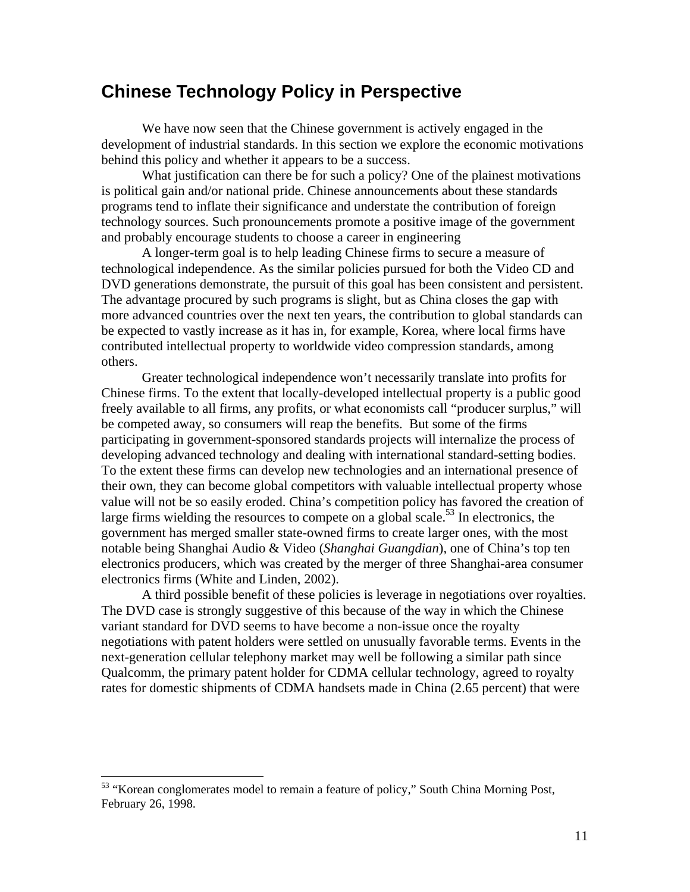## Chinese Technology Policy in Perspective

We have now seen that the Chinese government is actively engaged in the development of industrial standards. In this section we explore the economic motivations behind this policy and whether it appears to be a success.

What justification can there be for such a policy? One of the plainest motivations is political gain and/or national pride. Chinese announcements about these standards programs tend to inflate their significance and understate the contribution of foreign technology sources. Such pronouncements promote a positive image of the government and probably encourage students to choose a career in engineering

A longer-term goal is to help leading Chinese firms to secure a measure of technological independence. As the similar policies pursued for both the Video CD and DVD generations demonstrate, the pursuit of this goal has been consistent and persistent. The advantage procured by such programs is slight, but as China closes the gap with more advanced countries over the next ten years, the contribution to global standards can be expected to vastly increase as it has in, for example, Korea, where local firms have contributed intellectual property to worldwide video compression standards, among others.

Greater technological independence won't necessarily translate into profits for Chinese firms. To the extent that locally-developed intellectual property is a public good freely available to all firms, any profits, or what economists call "producer surplus," will be competed away, so consumers will reap the benefits. But some of the firms participating in government-sponsored standards projects will internalize the process of developing advanced technology and dealing with international standard-setting bodies. To the extent these firms can develop new technologies and an international presence of their own, they can become global competitors with valuable intellectual property whose value will not be so easily eroded. China's competition policy has favored the creation of large firms wielding the resources to compete on a global scale.[53] In electronics, the government has merged smaller state-owned firms to create larger ones, with the most notable being Shanghai Audio & Video (*Shanghai Guangdian*), one of China's top ten electronics producers, which was created by the merger of three Shanghai-area consumer electronics firms (White and Linden, 2002).

A third possible benefit of these policies is leverage in negotiations over royalties. The DVD case is strongly suggestive of this because of the way in which the Chinese variant standard for DVD seems to have become a non-issue once the royalty negotiations with patent holders were settled on unusually favorable terms. Events in the next-generation cellular telephony market may well be following a similar path since Qualcomm, the primary patent holder for CDMA cellular technology, agreed to royalty rates for domestic shipments of CDMA handsets made in China (2.65 percent) that were

---

[53] "Korean conglomerates model to remain a feature of policy," South China Morning Post, February 26, 1998.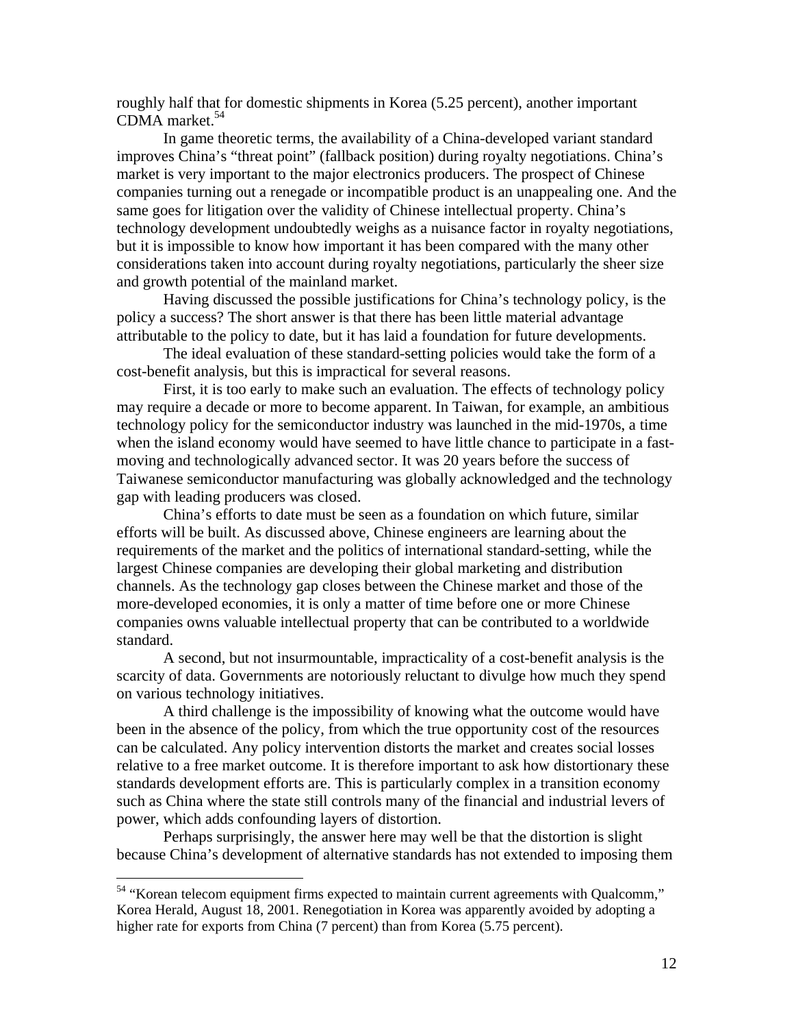roughly half that for domestic shipments in Korea (5.25 percent), another important CDMA market.[54]

In game theoretic terms, the availability of a China-developed variant standard improves China's "threat point" (fallback position) during royalty negotiations. China's market is very important to the major electronics producers. The prospect of Chinese companies turning out a renegade or incompatible product is an unappealing one. And the same goes for litigation over the validity of Chinese intellectual property. China's technology development undoubtedly weighs as a nuisance factor in royalty negotiations, but it is impossible to know how important it has been compared with the many other considerations taken into account during royalty negotiations, particularly the sheer size and growth potential of the mainland market.

Having discussed the possible justifications for China's technology policy, is the policy a success? The short answer is that there has been little material advantage attributable to the policy to date, but it has laid a foundation for future developments.

The ideal evaluation of these standard-setting policies would take the form of a cost-benefit analysis, but this is impractical for several reasons.

First, it is too early to make such an evaluation. The effects of technology policy may require a decade or more to become apparent. In Taiwan, for example, an ambitious technology policy for the semiconductor industry was launched in the mid-1970s, a time when the island economy would have seemed to have little chance to participate in a fast-moving and technologically advanced sector. It was 20 years before the success of Taiwanese semiconductor manufacturing was globally acknowledged and the technology gap with leading producers was closed.

China's efforts to date must be seen as a foundation on which future, similar efforts will be built. As discussed above, Chinese engineers are learning about the requirements of the market and the politics of international standard-setting, while the largest Chinese companies are developing their global marketing and distribution channels. As the technology gap closes between the Chinese market and those of the more-developed economies, it is only a matter of time before one or more Chinese companies owns valuable intellectual property that can be contributed to a worldwide standard.

A second, but not insurmountable, impracticality of a cost-benefit analysis is the scarcity of data. Governments are notoriously reluctant to divulge how much they spend on various technology initiatives.

A third challenge is the impossibility of knowing what the outcome would have been in the absence of the policy, from which the true opportunity cost of the resources can be calculated. Any policy intervention distorts the market and creates social losses relative to a free market outcome. It is therefore important to ask how distortionary these standards development efforts are. This is particularly complex in a transition economy such as China where the state still controls many of the financial and industrial levers of power, which adds confounding layers of distortion.

Perhaps surprisingly, the answer here may well be that the distortion is slight because China's development of alternative standards has not extended to imposing them

---

[54] "Korean telecom equipment firms expected to maintain current agreements with Qualcomm," Korea Herald, August 18, 2001. Renegotiation in Korea was apparently avoided by adopting a higher rate for exports from China (7 percent) than from Korea (5.75 percent).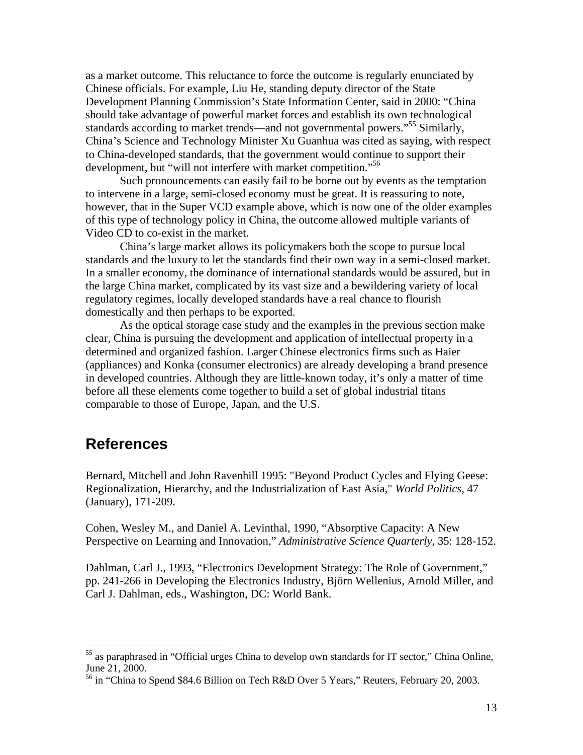as a market outcome. This reluctance to force the outcome is regularly enunciated by Chinese officials. For example, Liu He, standing deputy director of the State Development Planning Commission's State Information Center, said in 2000: "China should take advantage of powerful market forces and establish its own technological standards according to market trends—and not governmental powers."[55] Similarly, China's Science and Technology Minister Xu Guanhua was cited as saying, with respect to China-developed standards, that the government would continue to support their development, but "will not interfere with market competition."[56]

Such pronouncements can easily fail to be borne out by events as the temptation to intervene in a large, semi-closed economy must be great. It is reassuring to note, however, that in the Super VCD example above, which is now one of the older examples of this type of technology policy in China, the outcome allowed multiple variants of Video CD to co-exist in the market.

China's large market allows its policymakers both the scope to pursue local standards and the luxury to let the standards find their own way in a semi-closed market. In a smaller economy, the dominance of international standards would be assured, but in the large China market, complicated by its vast size and a bewildering variety of local regulatory regimes, locally developed standards have a real chance to flourish domestically and then perhaps to be exported.

As the optical storage case study and the examples in the previous section make clear, China is pursuing the development and application of intellectual property in a determined and organized fashion. Larger Chinese electronics firms such as Haier (appliances) and Konka (consumer electronics) are already developing a brand presence in developed countries. Although they are little-known today, it's only a matter of time before all these elements come together to build a set of global industrial titans comparable to those of Europe, Japan, and the U.S.

## References

Bernard, Mitchell and John Ravenhill 1995: "Beyond Product Cycles and Flying Geese: Regionalization, Hierarchy, and the Industrialization of East Asia," *World Politics*, 47 (January), 171-209.

Cohen, Wesley M., and Daniel A. Levinthal, 1990, "Absorptive Capacity: A New Perspective on Learning and Innovation," *Administrative Science Quarterly*, 35: 128-152.

Dahlman, Carl J., 1993, "Electronics Development Strategy: The Role of Government," pp. 241-266 in Developing the Electronics Industry, Björn Wellenius, Arnold Miller, and Carl J. Dahlman, eds., Washington, DC: World Bank.

---

[55] as paraphrased in "Official urges China to develop own standards for IT sector," China Online, June 21, 2000.

[56] in "China to Spend $84.6 Billion on Tech R&D Over 5 Years," Reuters, February 20, 2003.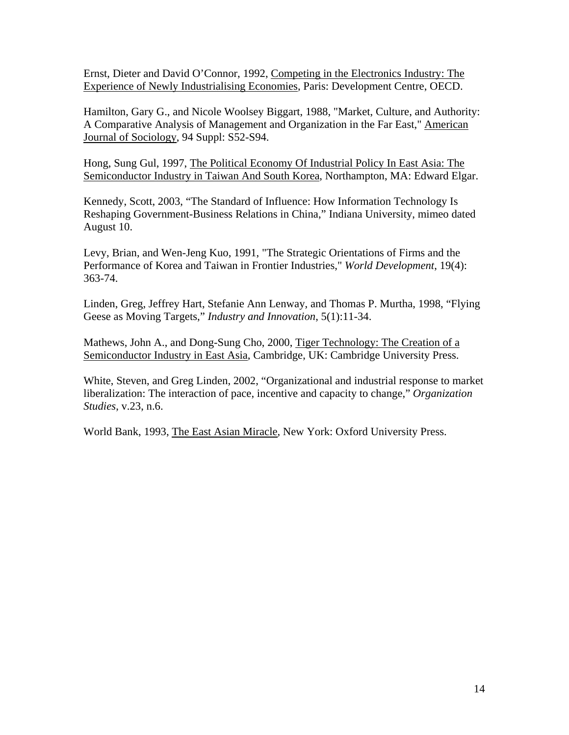Ernst, Dieter and David O'Connor, 1992, Competing in the Electronics Industry: The Experience of Newly Industrialising Economies, Paris: Development Centre, OECD.

Hamilton, Gary G., and Nicole Woolsey Biggart, 1988, "Market, Culture, and Authority: A Comparative Analysis of Management and Organization in the Far East," American Journal of Sociology, 94 Suppl: S52-S94.

Hong, Sung Gul, 1997, The Political Economy Of Industrial Policy In East Asia: The Semiconductor Industry in Taiwan And South Korea, Northampton, MA: Edward Elgar.

Kennedy, Scott, 2003, "The Standard of Influence: How Information Technology Is Reshaping Government-Business Relations in China," Indiana University, mimeo dated August 10.

Levy, Brian, and Wen-Jeng Kuo, 1991, "The Strategic Orientations of Firms and the Performance of Korea and Taiwan in Frontier Industries," *World Development*, 19(4): 363-74.

Linden, Greg, Jeffrey Hart, Stefanie Ann Lenway, and Thomas P. Murtha, 1998, "Flying Geese as Moving Targets," *Industry and Innovation*, 5(1):11-34.

Mathews, John A., and Dong-Sung Cho, 2000, Tiger Technology: The Creation of a Semiconductor Industry in East Asia, Cambridge, UK: Cambridge University Press.

White, Steven, and Greg Linden, 2002, "Organizational and industrial response to market liberalization: The interaction of pace, incentive and capacity to change," *Organization Studies*, v.23, n.6.

World Bank, 1993, The East Asian Miracle, New York: Oxford University Press.